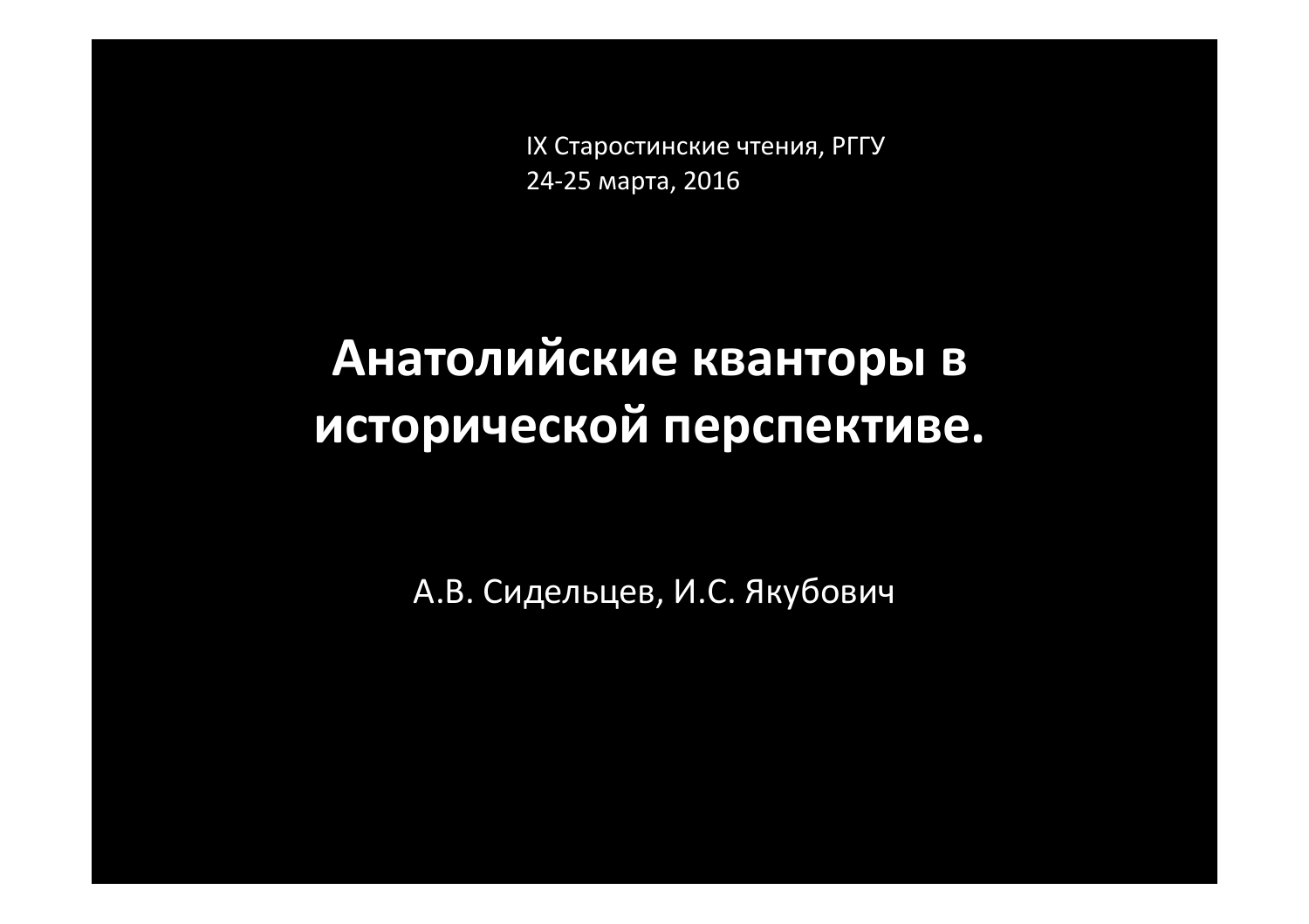IX Старостинские чтения, РГГУ
24-25 марта, 2016

# Анатолийские кванторы в исторической перспективе.

А.В. Сидельцев, И.С. Якубович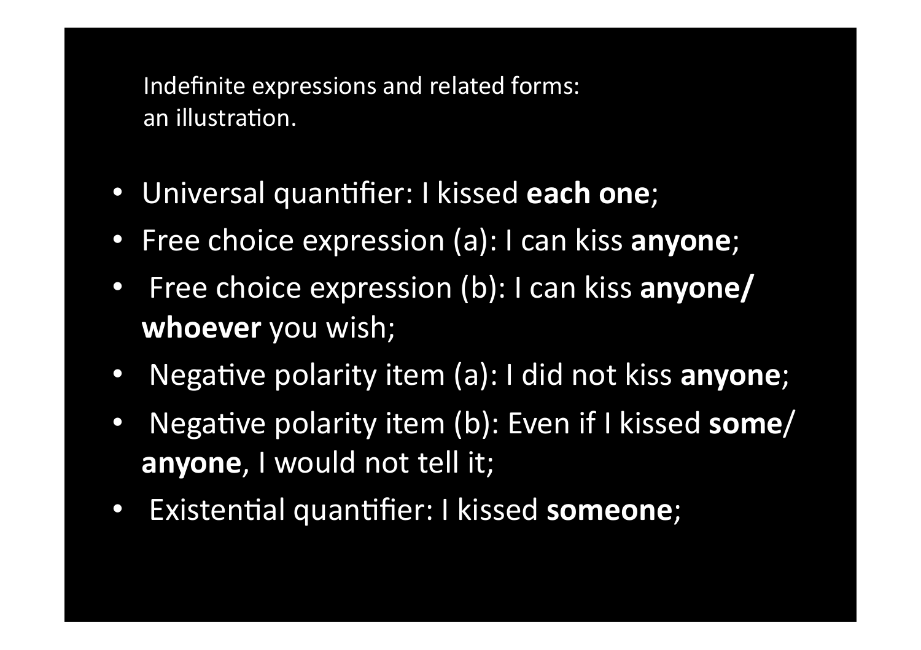Indefinite expressions and related forms:
an illustration.

- Universal quantifier: I kissed **each one**;
- Free choice expression (a): I can kiss **anyone**;
- Free choice expression (b): I can kiss **anyone/ whoever** you wish;
- Negative polarity item (a): I did not kiss **anyone**;
- Negative polarity item (b): Even if I kissed **some**/ **anyone**, I would not tell it;
- Existential quantifier: I kissed **someone**;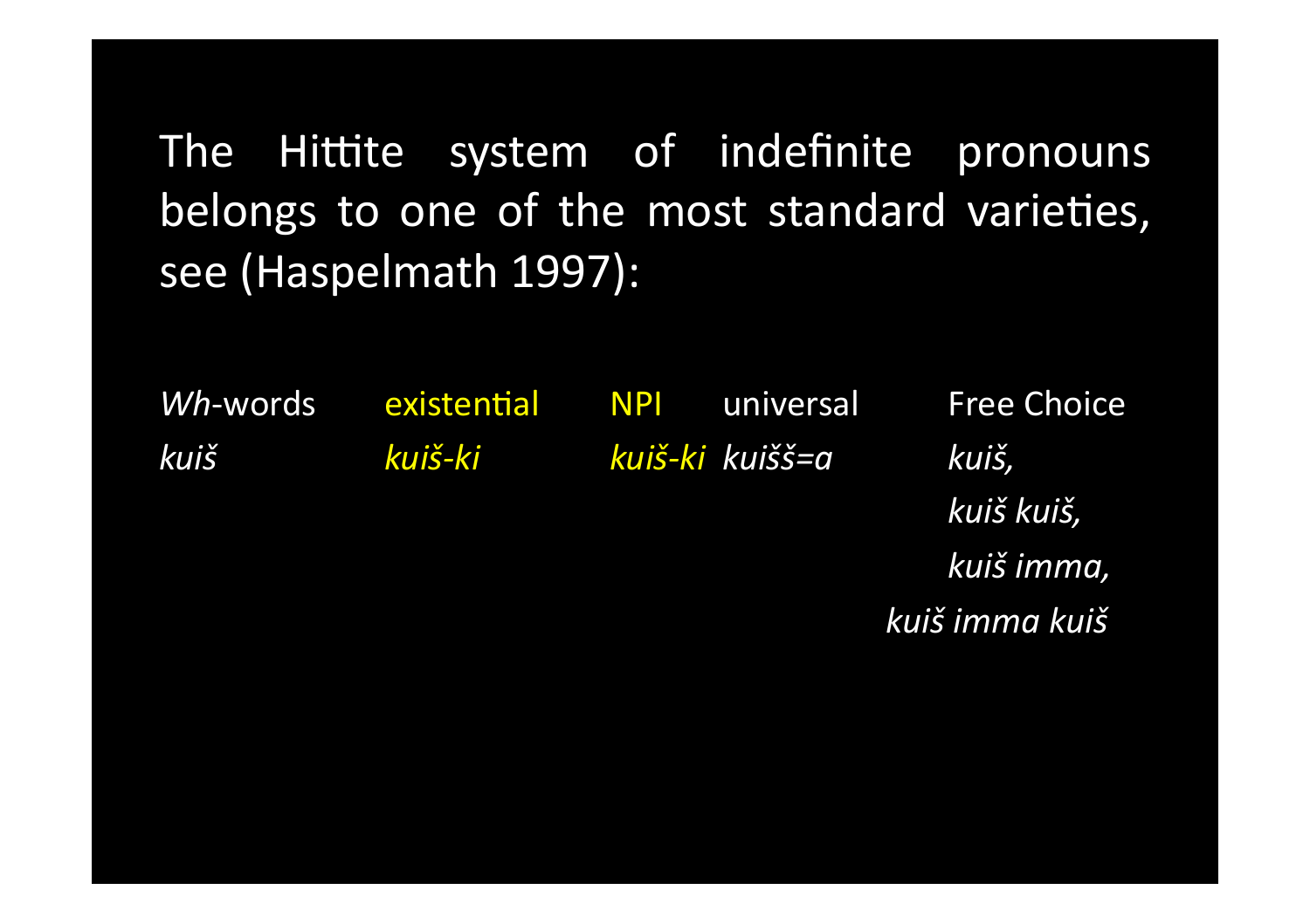The Hittite system of indefinite pronouns belongs to one of the most standard varieties, see (Haspelmath 1997):

| *Wh*-words | existential | NPI | universal | Free Choice |
|---|---|---|---|---|
| *kuiš* | *kuiš-ki* | *kuiš-ki* | *kuišš=a* | *kuiš,* |
| | | | | *kuiš kuiš,* |
| | | | | *kuiš imma,* |
| | | | | *kuiš imma kuiš* |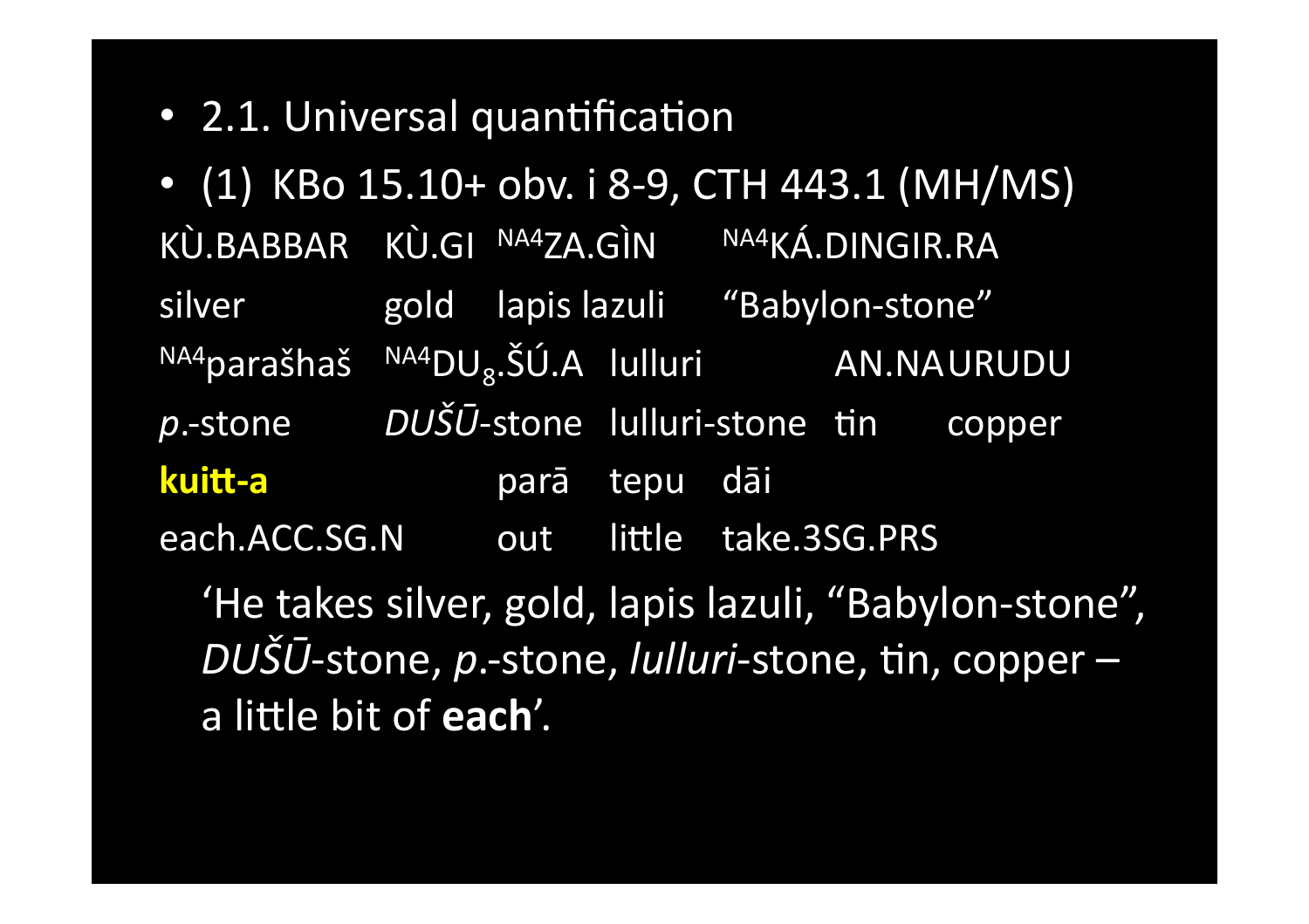- 2.1. Universal quantification
- (1) KBo 15.10+ obv. i 8-9, CTH 443.1 (MH/MS)

| KÙ.BABBAR | KÙ.GI | [NA4]ZA.GÌN | [NA4]KÁ.DINGIR.RA | |
|---|---|---|---|---|
| silver | gold | lapis lazuli | "Babylon-stone" | |

| [NA4]parašhaš | [NA4]DU$_8$.ŠÚ.A | lulluri | AN.NA | URUDU |
|---|---|---|---|---|
| *p*.-stone | *DUŠŪ*-stone | lulluri-stone | tin | copper |

| **kuitt-a** | parā | tepu | dāi |
|---|---|---|---|
| each.ACC.SG.N | out | little | take.3SG.PRS |

'He takes silver, gold, lapis lazuli, "Babylon-stone", *DUŠŪ*-stone, *p*.-stone, *lulluri*-stone, tin, copper – a little bit of **each**'.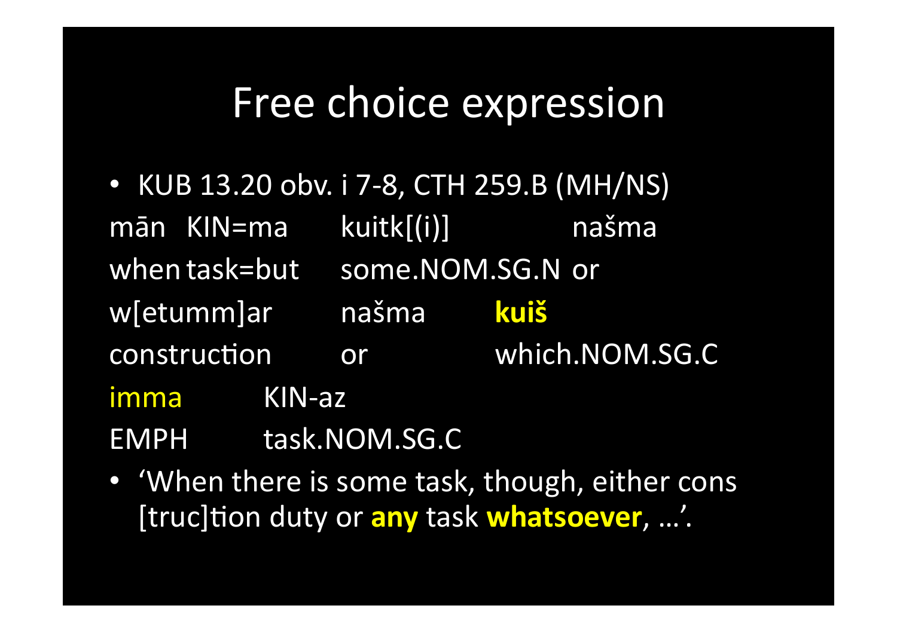# Free choice expression

- KUB 13.20 obv. i 7-8, CTH 259.B (MH/NS)

| | | | |
|---|---|---|---|
| mān | KIN=ma | kuitk[(i)] | našma |
| when | task=but | some.NOM.SG.N | or |
| w[etumm]ar | | našma | **kuiš** |
| construction | | or | which.NOM.SG.C |
| imma | KIN-az | | |
| EMPH | task.NOM.SG.C | | |

- ‘When there is some task, though, either cons [truc]tion duty or **any** task **whatsoever**, …’.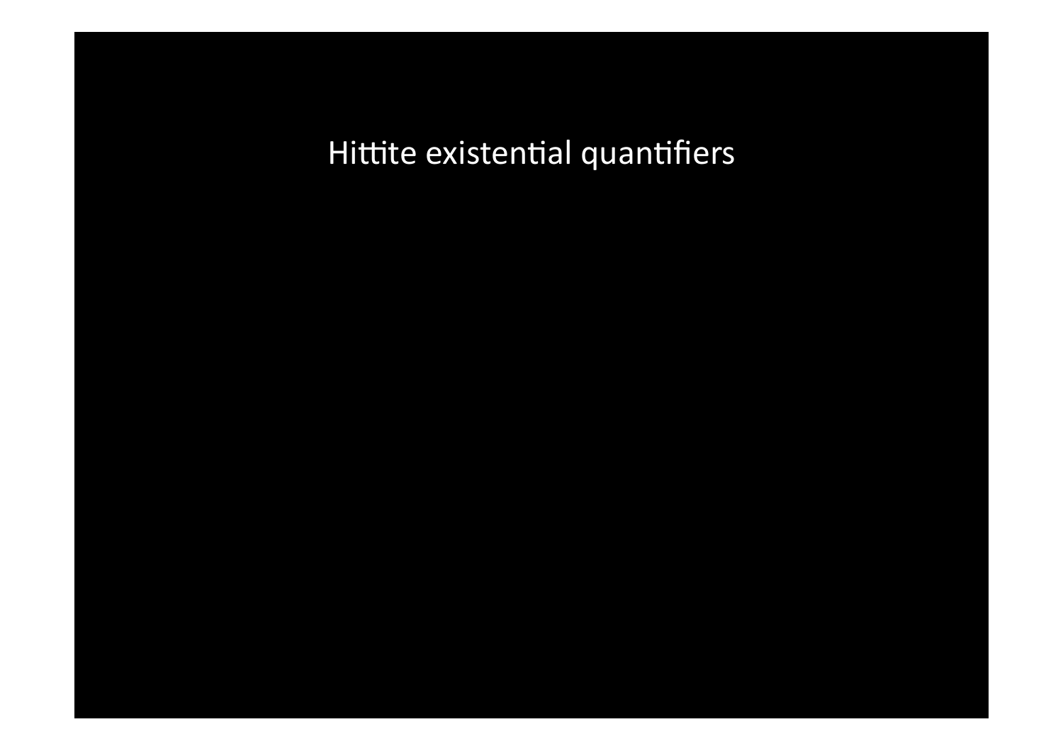# Hittite existential quantifiers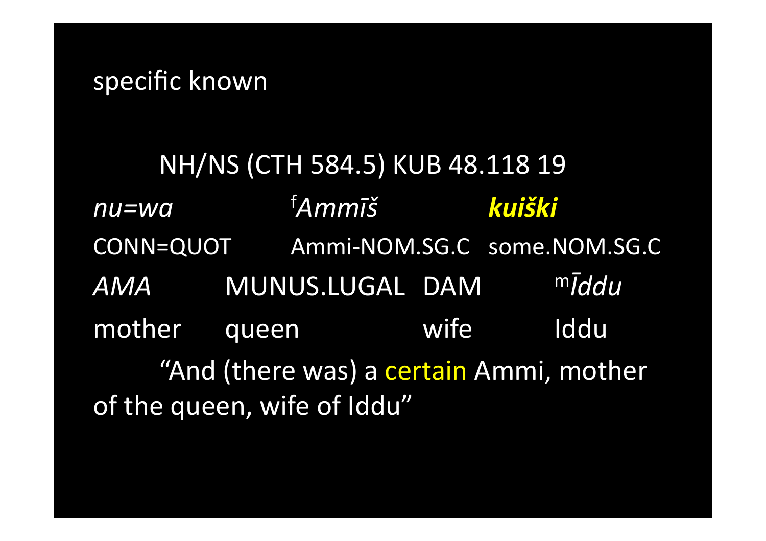specific known

NH/NS (CTH 584.5) KUB 48.118 19

| *nu=wa* | f*Ammīš* | ***kuiški*** |
|---|---|---|
| CONN=QUOT | Ammi-NOM.SG.C | some.NOM.SG.C |

| *AMA* | MUNUS.LUGAL | DAM | m*Īddu* |
|---|---|---|---|
| mother | queen | wife | Iddu |

"And (there was) a certain Ammi, mother of the queen, wife of Iddu"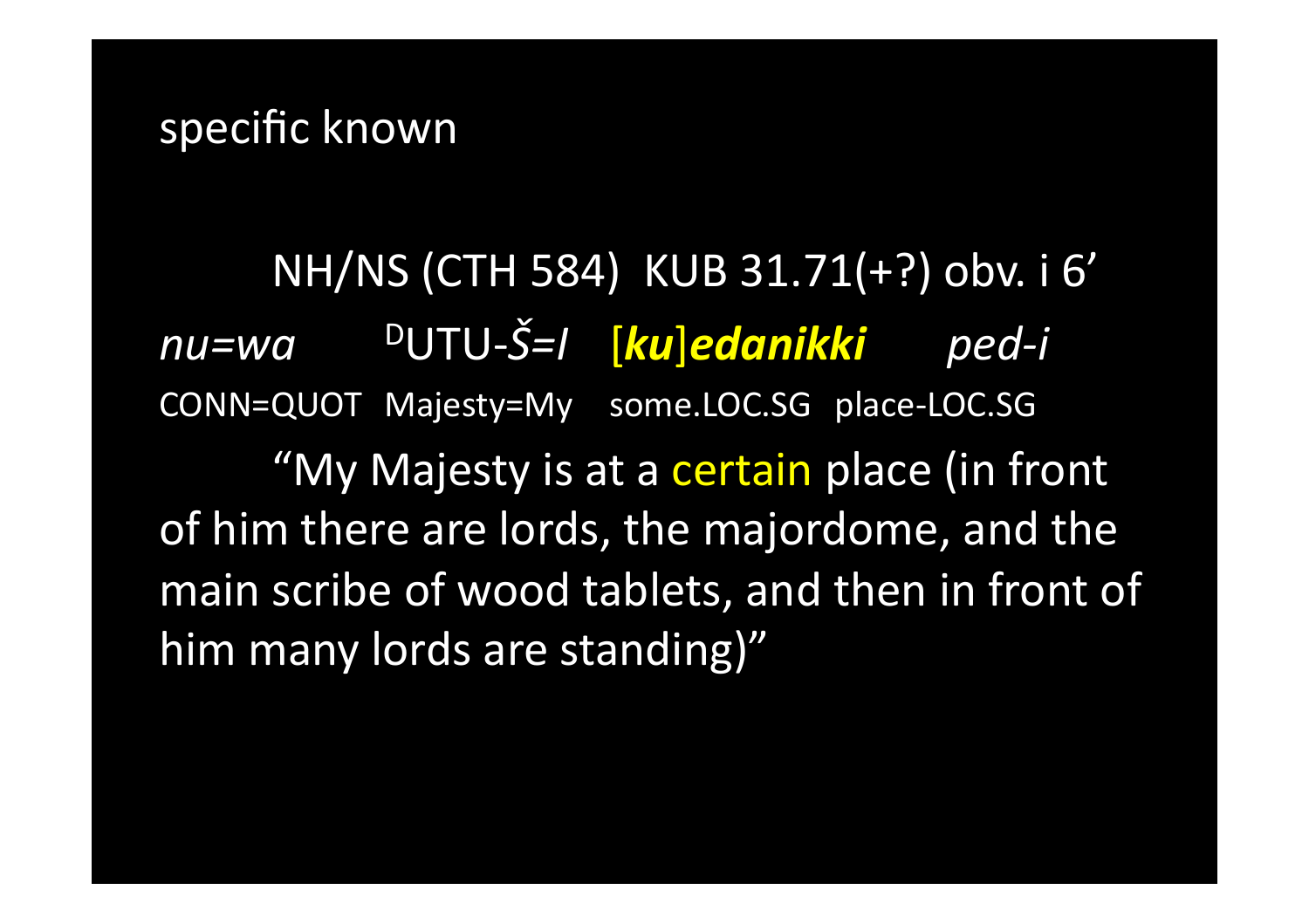specific known

NH/NS (CTH 584) KUB 31.71(+?) obv. i 6’

| *nu=wa* | $^{D}$UTU-*Š=I* | [***ku***]***edanikki*** | *ped-i* |
|---|---|---|---|
| CONN=QUOT | Majesty=My | some.LOC.SG | place-LOC.SG |

“My Majesty is at a certain place (in front of him there are lords, the majordome, and the main scribe of wood tablets, and then in front of him many lords are standing)”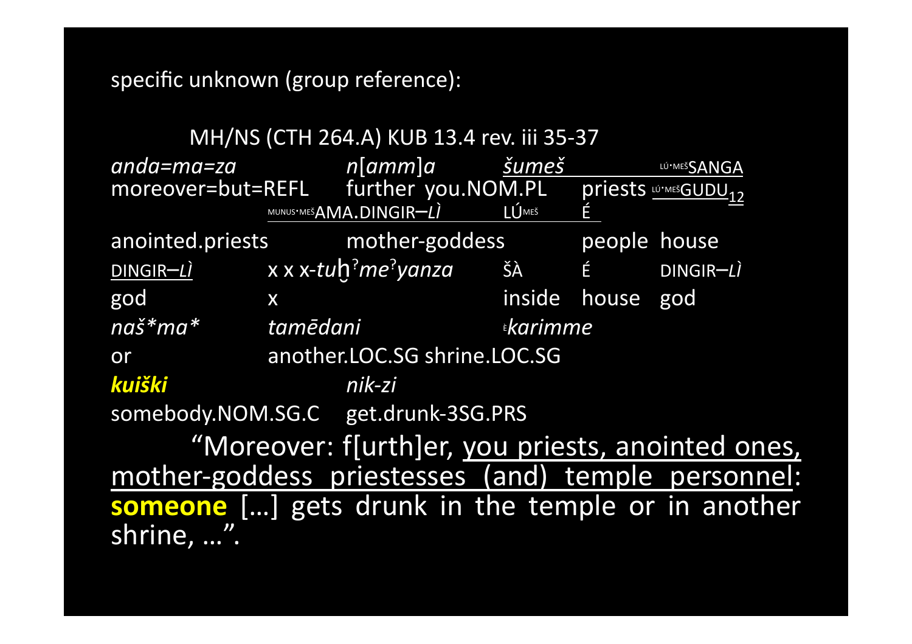specific unknown (group reference):

MH/NS (CTH 264.A) KUB 13.4 rev. iii 35-37

| *anda=ma=za* | | *n*[*amm*]*a* | *šumeš* | | LÚ.MEŠSANGA |
|---|---|---|---|---|---|
| moreover=but=REFL | | further | you.NOM.PL | | priests LÚ.MEŠGUDU12 |
| | MUNUS.MEŠAMA.DINGIR–*LÌ* | | LÚMEŠ | É | |
| anointed.priests | | mother-goddess | | people | house |
| DINGIR–*LÌ* | x x x-*tuḫ*ˀ*me*ˀ*yanza* | | ŠÀ | É | DINGIR–*LÌ* |
| god | x | | inside | house | god |
| *naš\*ma\** | *tamēdani* | | É*karimme* | | |
| or | another.LOC.SG shrine.LOC.SG | | | | |
| ***kuiški*** | | *nik-zi* | | | |
| somebody.NOM.SG.C | | get.drunk-3SG.PRS | | | |

"Moreover: f[urth]er, <u>you priests, anointed ones, mother-goddess priestesses (and) temple personnel</u>: **someone** […] gets drunk in the temple or in another shrine, …".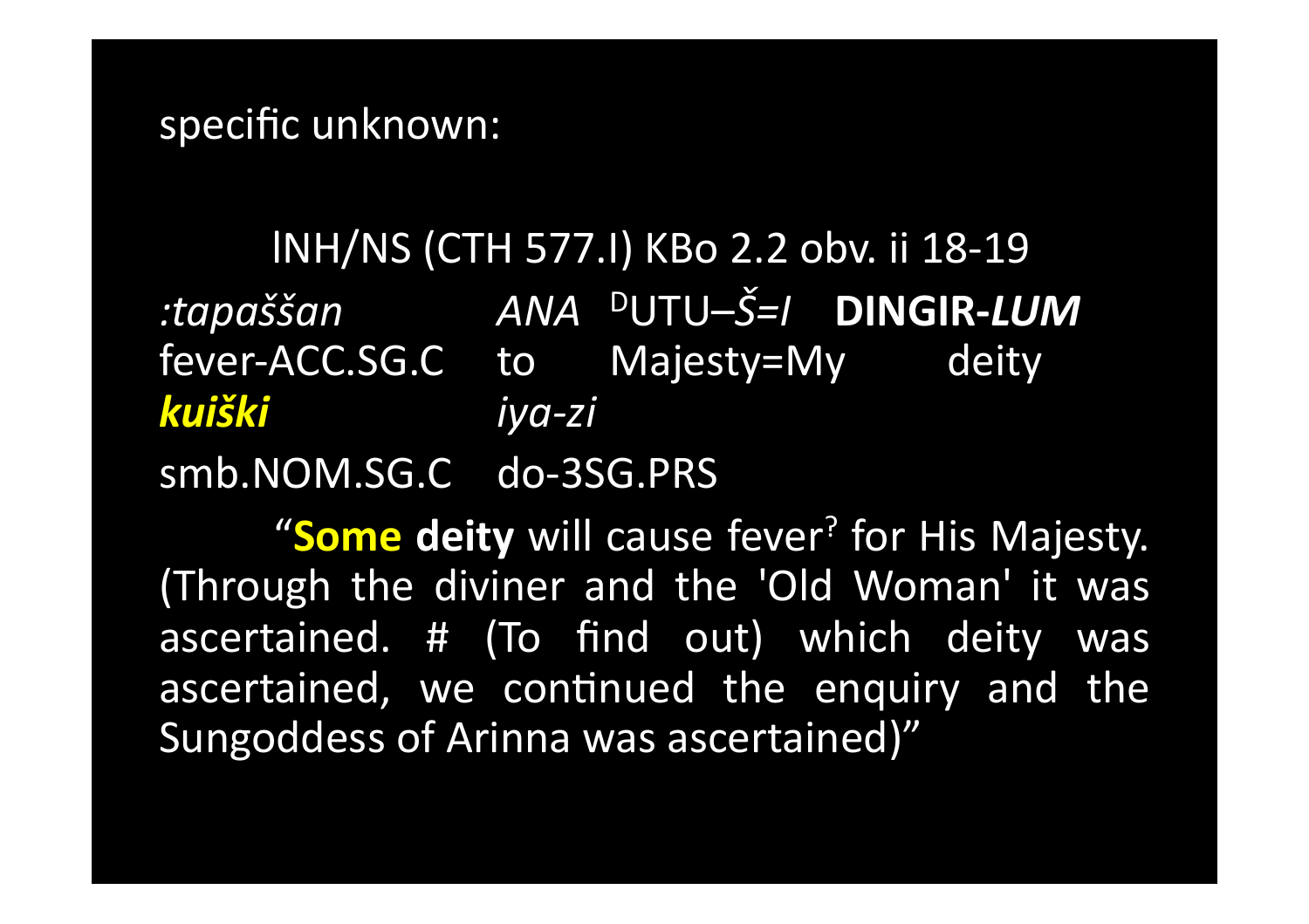specific unknown:

lNH/NS (CTH 577.I) KBo 2.2 obv. ii 18-19

| *:tapaššan* | *ANA* | $^{D}$UTU–*Š=I* | **DINGIR-*LUM*** |
|---|---|---|---|
| fever-ACC.SG.C | to | Majesty=My | deity |
| ***kuiški*** | *iya-zi* | | |
| smb.NOM.SG.C | do-3SG.PRS | | |

"**Some deity** will cause fever? for His Majesty. (Through the diviner and the 'Old Woman' it was ascertained. # (To find out) which deity was ascertained, we continued the enquiry and the Sungoddess of Arinna was ascertained)"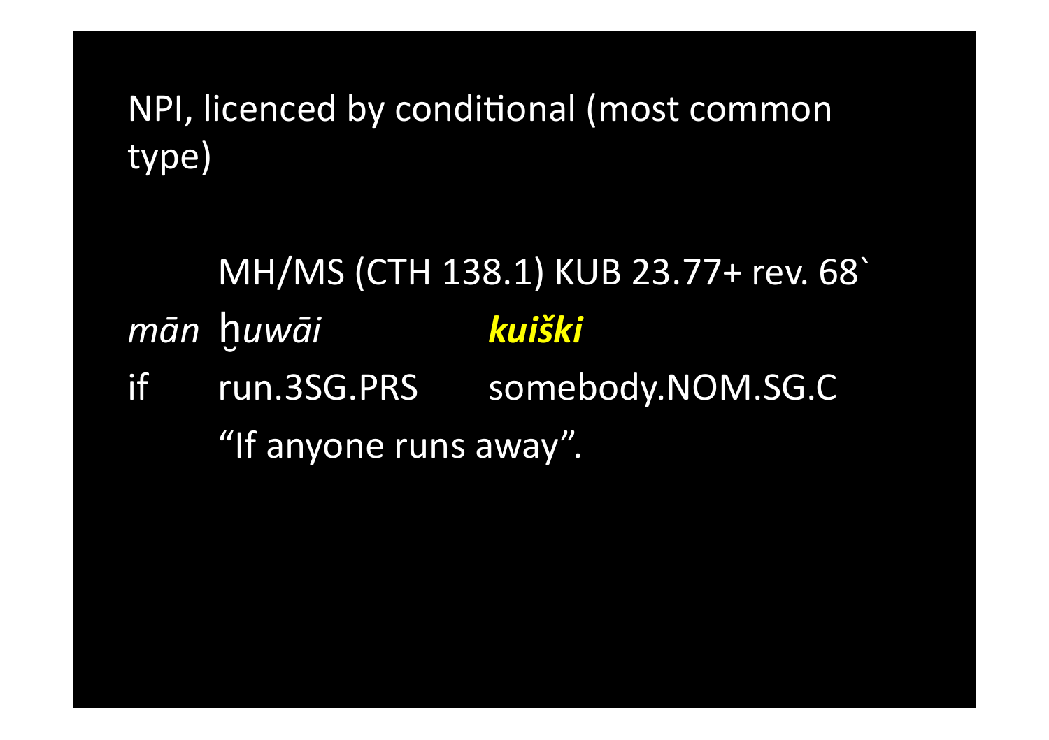NPI, licenced by conditional (most common type)

MH/MS (CTH 138.1) KUB 23.77+ rev. 68`

| *mān* | *ḫuwāi* | ***kuiški*** |
| --- | --- | --- |
| if | run.3SG.PRS | somebody.NOM.SG.C |

“If anyone runs away”.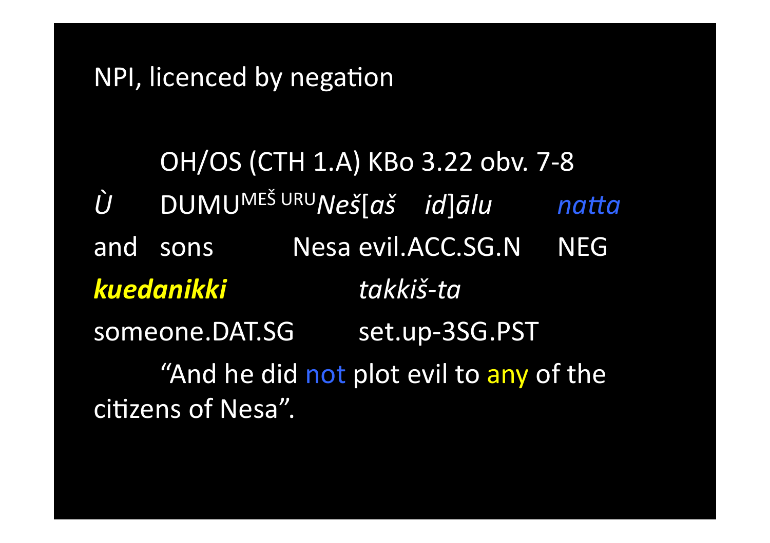NPI, licenced by negation

OH/OS (CTH 1.A) KBo 3.22 obv. 7-8

| *Ù* | DUMU[MEŠ URU]*Neš[aš* | *id]ālu* | *natta* |
|---|---|---|---|
| and | sons Nesa | evil.ACC.SG.N | NEG |
| ***kuedanikki*** | *takkiš-ta* | | |
| someone.DAT.SG | set.up-3SG.PST | | |

"And he did not plot evil to any of the citizens of Nesa".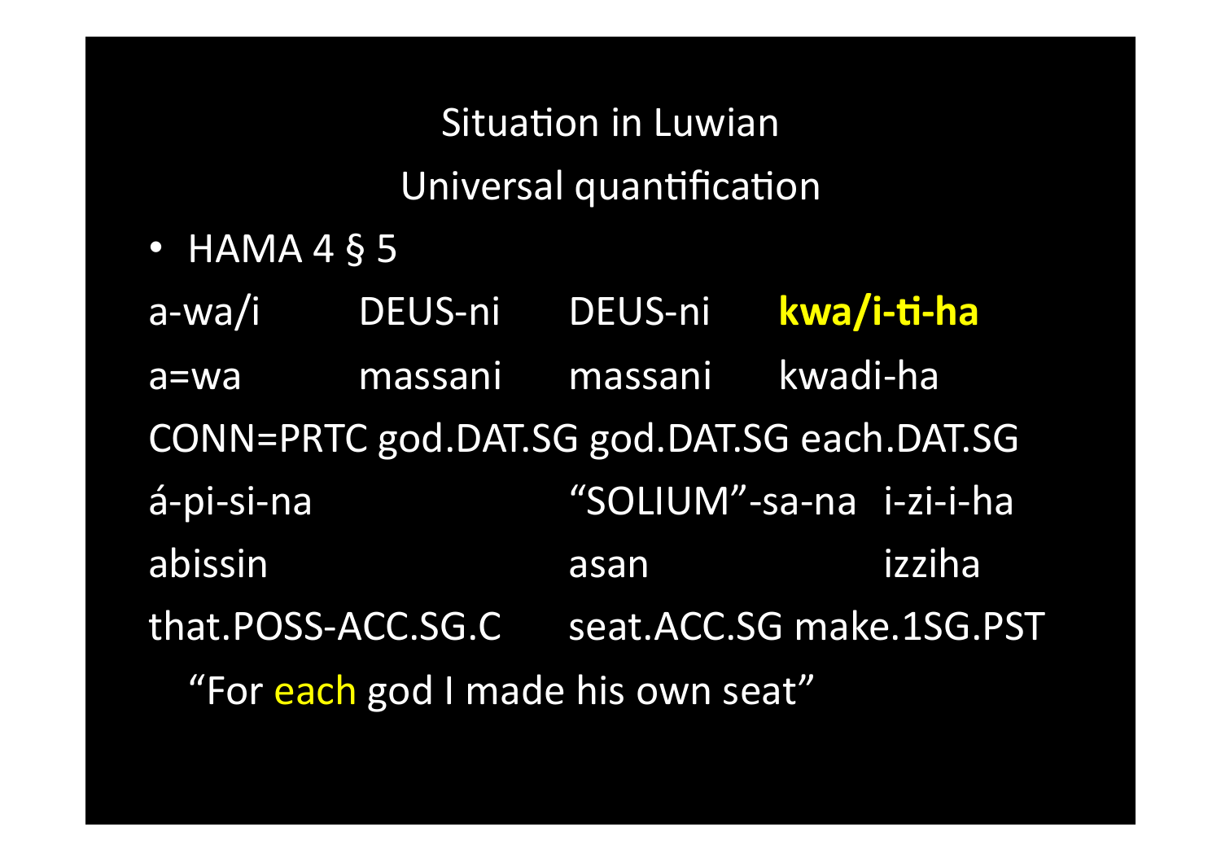## Situation in Luwian

### Universal quantification

- HAMA 4 § 5

| a-wa/i | DEUS-ni | DEUS-ni | **kwa/i-ti-ha** |
|---|---|---|---|
| a=wa | massani | massani | kwadi-ha |
| CONN=PRTC | god.DAT.SG | god.DAT.SG | each.DAT.SG |

| á-pi-si-na | "SOLIUM"-sa-na | i-zi-i-ha |
|---|---|---|
| abissin | asan | izziha |
| that.POSS-ACC.SG.C | seat.ACC.SG | make.1SG.PST |

"For each god I made his own seat"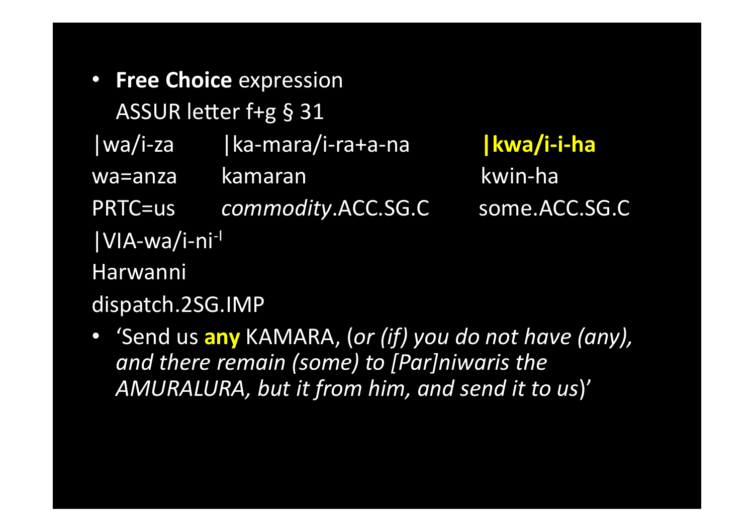- **Free Choice** expression

  ASSUR letter f+g § 31

| \|wa/i-za | \|ka-mara/i-ra+a-na | **\|kwa/i-i-ha** |
| --- | --- | --- |
| wa=anza | kamaran | kwin-ha |
| PRTC=us | *commodity*.ACC.SG.C | some.ACC.SG.C |

|VIA-wa/i-ni[-l]

Harwanni

dispatch.2SG.IMP

- 'Send us **any** KAMARA, (*or (if) you do not have (any), and there remain (some) to [Par]niwaris the AMURALURA, but it from him, and send it to us*)'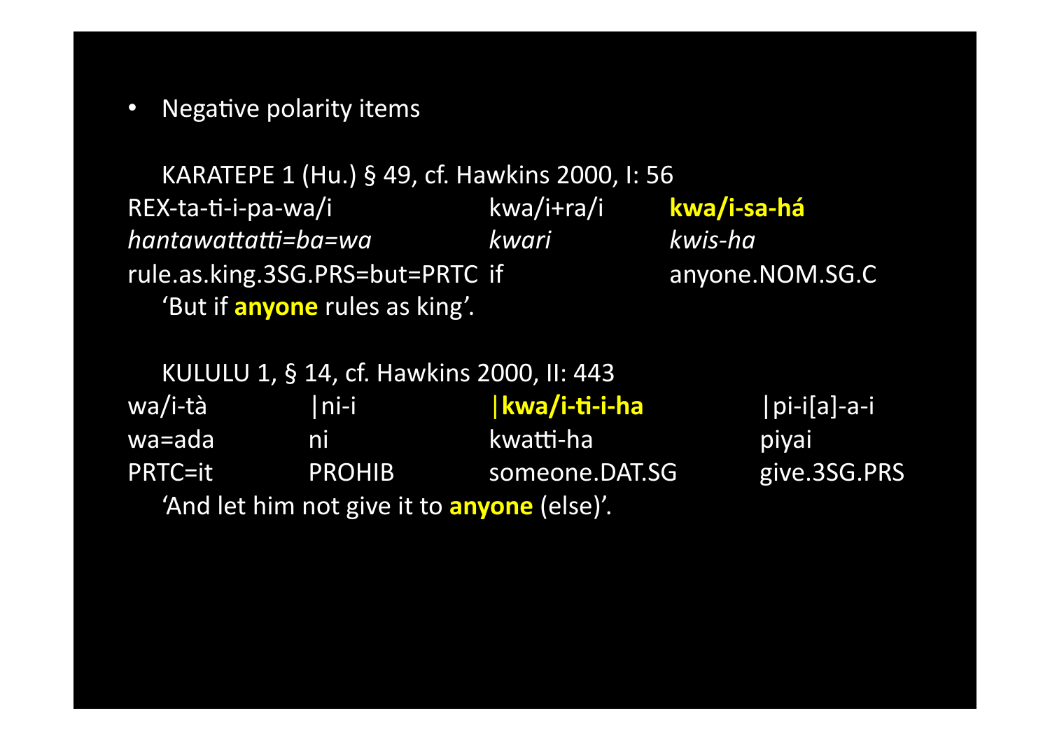- Negative polarity items

KARATEPE 1 (Hu.) § 49, cf. Hawkins 2000, I: 56

| REX-ta-ti-i-pa-wa/i | kwa/i+ra/i | **kwa/i-sa-há** |
|---|---|---|
| *hantawattatti=ba=wa* | *kwari* | *kwis-ha* |
| rule.as.king.3SG.PRS=but=PRTC | if | anyone.NOM.SG.C |

'But if **anyone** rules as king'.

KULULU 1, § 14, cf. Hawkins 2000, II: 443

| wa/i-tà | \|ni-i | **\|kwa/i-ti-i-ha** | \|pi-i[a]-a-i |
|---|---|---|---|
| wa=ada | ni | kwatti-ha | piyai |
| PRTC=it | PROHIB | someone.DAT.SG | give.3SG.PRS |

'And let him not give it to **anyone** (else)'.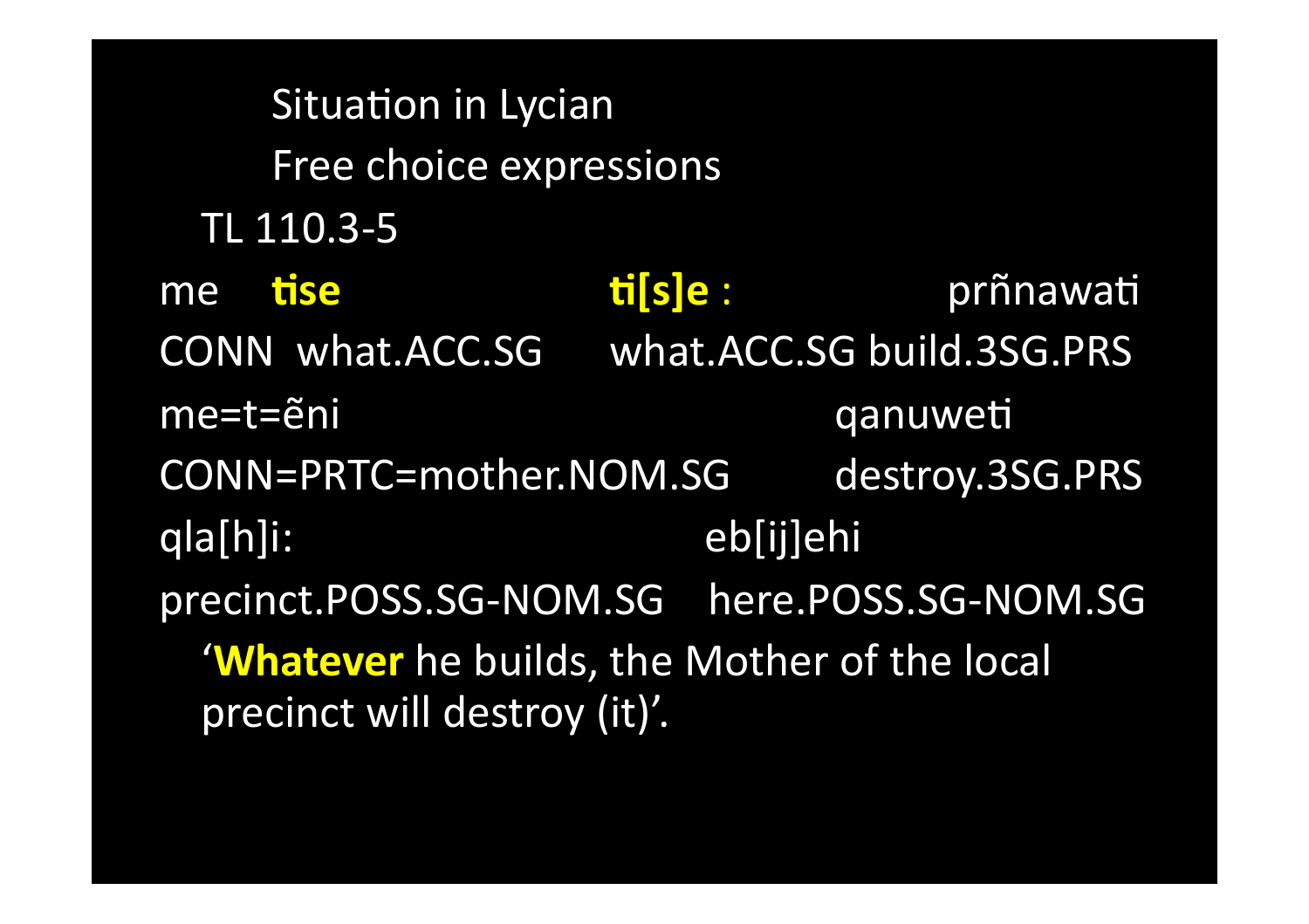Situation in Lycian

Free choice expressions

TL 110.3-5

| me | **tise** | **ti[s]e** : | prñnawati |
| --- | --- | --- | --- |
| CONN | what.ACC.SG | what.ACC.SG | build.3SG.PRS |

| me=t=ẽni | qanuweti |
| --- | --- |
| CONN=PRTC=mother.NOM.SG | destroy.3SG.PRS |

| qla[h]i: | eb[ij]ehi |
| --- | --- |
| precinct.POSS.SG-NOM.SG | here.POSS.SG-NOM.SG |

‘**Whatever** he builds, the Mother of the local precinct will destroy (it)’.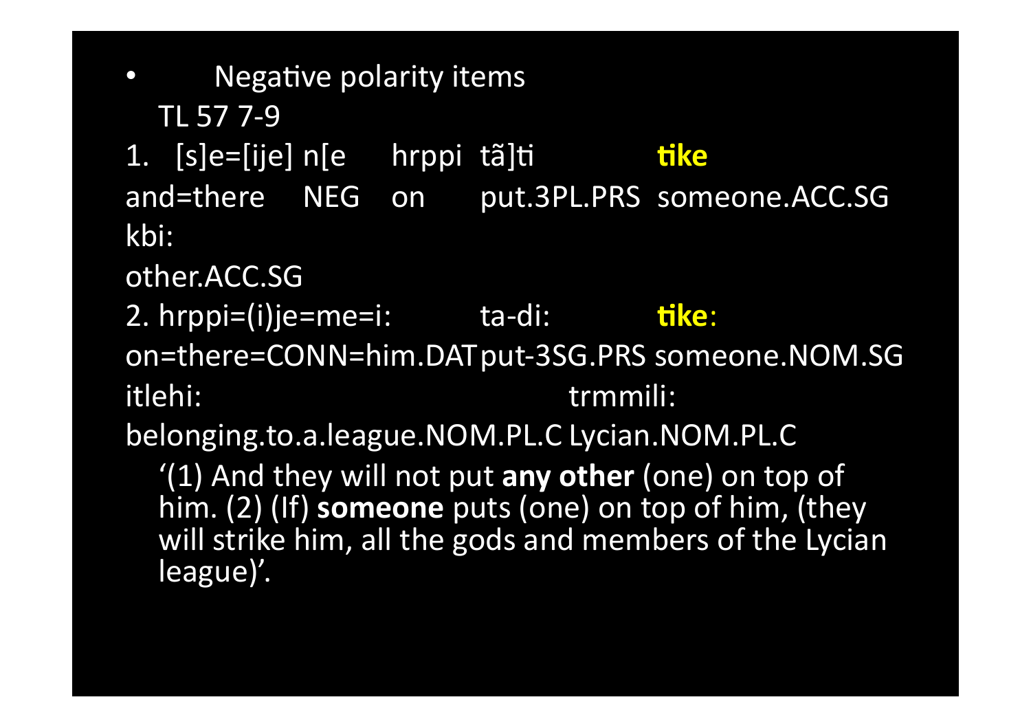- Negative polarity items

TL 57 7-9

1. [s]e=[ije] n[e hrppi tã]ti **tike**
and=there NEG on put.3PL.PRS someone.ACC.SG
kbi:
other.ACC.SG

2. hrppi=(i)je=me=i: ta-di: **tike**:
on=there=CONN=him.DAT put-3SG.PRS someone.NOM.SG
itlehi: trmmili:
belonging.to.a.league.NOM.PL.C Lycian.NOM.PL.C

'(1) And they will not put **any other** (one) on top of him. (2) (If) **someone** puts (one) on top of him, (they will strike him, all the gods and members of the Lycian league)'.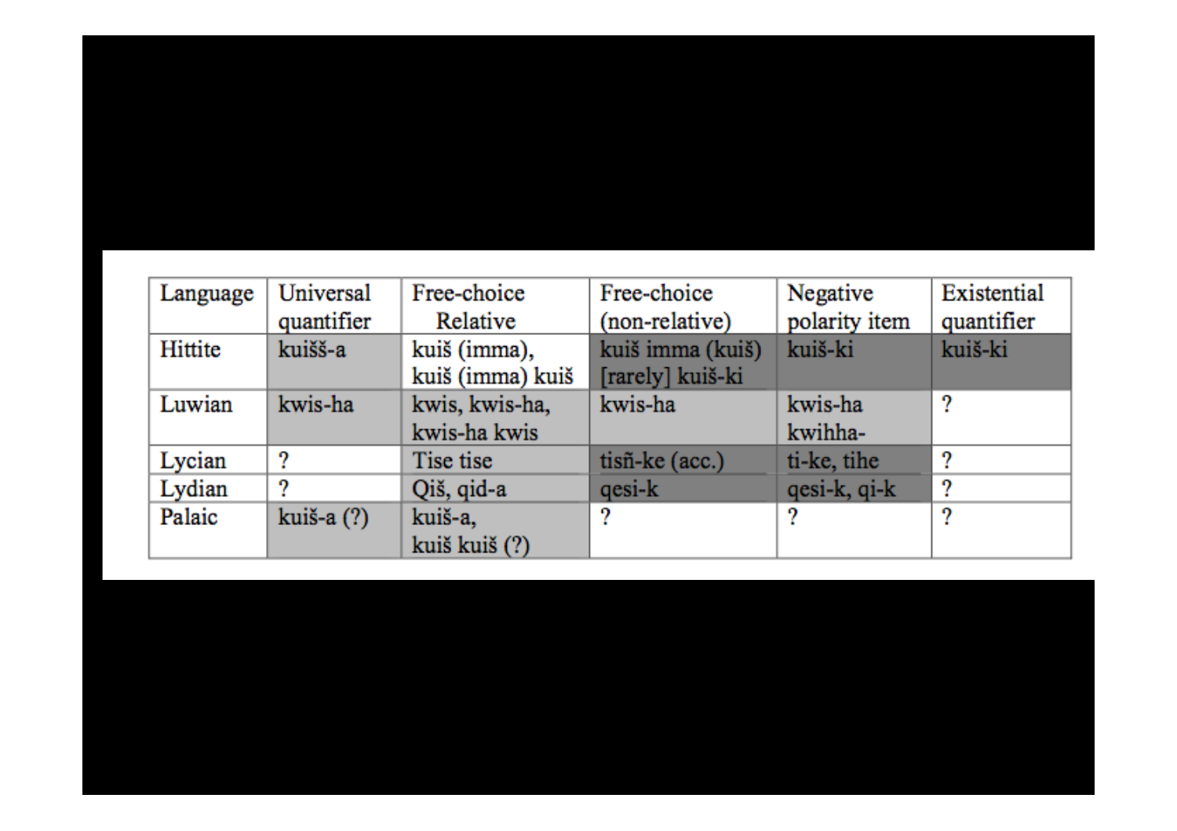| Language | Universal quantifier | Free-choice Relative | Free-choice (non-relative) | Negative polarity item | Existential quantifier |
|---|---|---|---|---|---|
| Hittite | kuišš-a | kuiš (imma), kuiš (imma) kuiš | kuiš imma (kuiš) [rarely] kuiš-ki | kuiš-ki | kuiš-ki |
| Luwian | kwis-ha | kwis, kwis-ha, kwis-ha kwis | kwis-ha | kwis-ha kwihha- | ? |
| Lycian | ? | Tise tise | tisñ-ke (acc.) | ti-ke, tihe | ? |
| Lydian | ? | Qiš, qid-a | qesi-k | qesi-k, qi-k | ? |
| Palaic | kuiš-a (?) | kuiš-a, kuiš kuiš (?) | ? | ? | ? |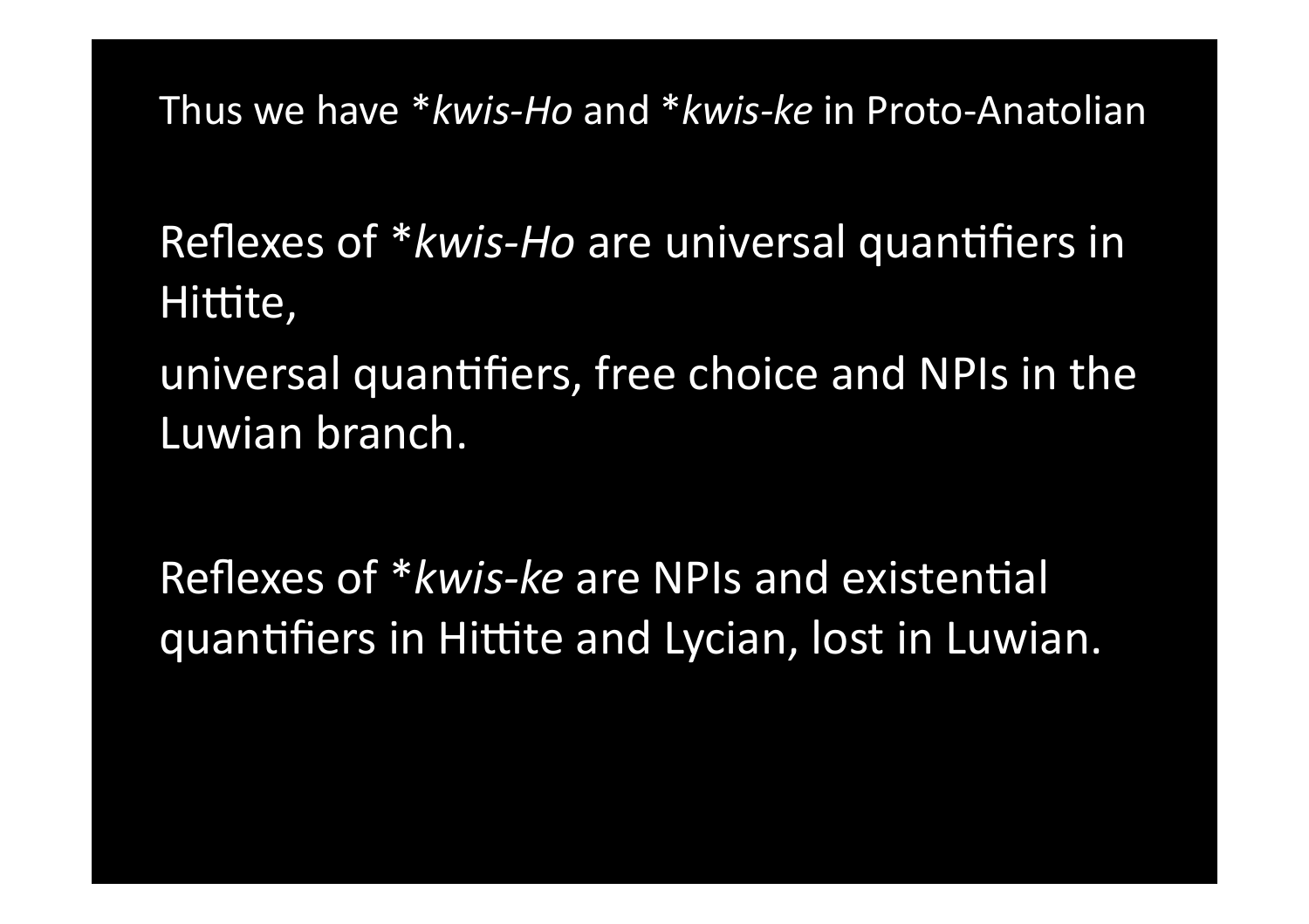Thus we have *\*kwis-Ho* and *\*kwis-ke* in Proto-Anatolian

Reflexes of *\*kwis-Ho* are universal quantifiers in Hittite,

universal quantifiers, free choice and NPIs in the Luwian branch.

Reflexes of *\*kwis-ke* are NPIs and existential quantifiers in Hittite and Lycian, lost in Luwian.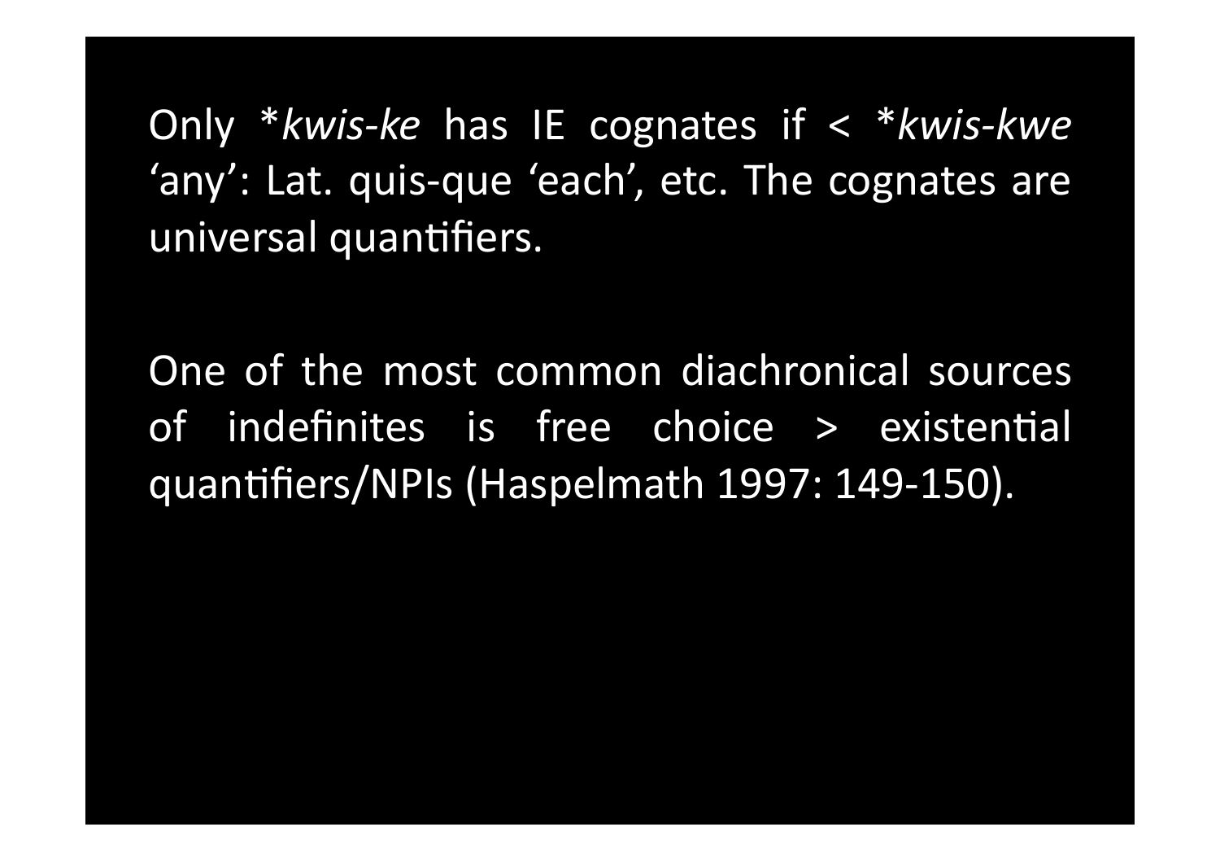Only **kwis-ke* has IE cognates if < **kwis-kwe* 'any': Lat. quis-que 'each', etc. The cognates are universal quantifiers.

One of the most common diachronical sources of indefinites is free choice > existential quantifiers/NPIs (Haspelmath 1997: 149-150).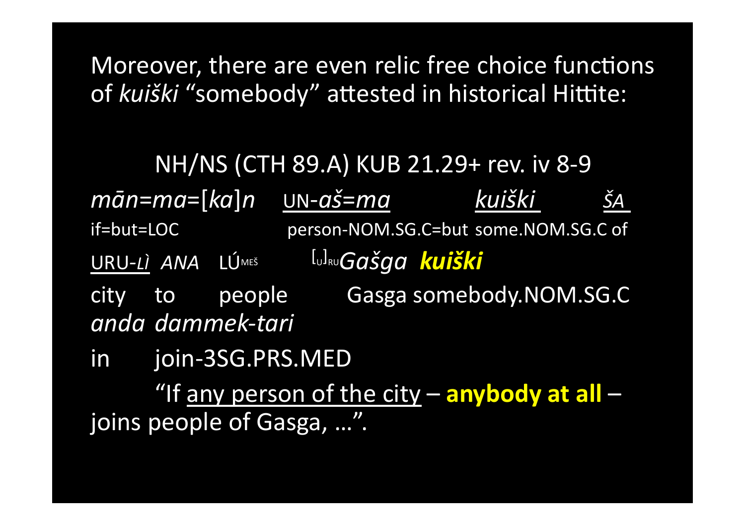Moreover, there are even relic free choice functions of *kuiški* "somebody" attested in historical Hittite:

NH/NS (CTH 89.A) KUB 21.29+ rev. iv 8-9

*mān=ma=*[*ka*]*n* <u>UN-*aš=ma*</u> <u>*kuiški*</u> <u>*ŠA*</u>
if=but=LOC person-NOM.SG.C=but some.NOM.SG.C of

<u>URU-*LÌ*</u> *ANA* LÚ MEŠ [U]RU *Gašga* ***kuiški***
city to people Gasga somebody.NOM.SG.C

*anda dammek-tari*
in join-3SG.PRS.MED

"If <u>any person of the city</u> – **anybody at all** – joins people of Gasga, …".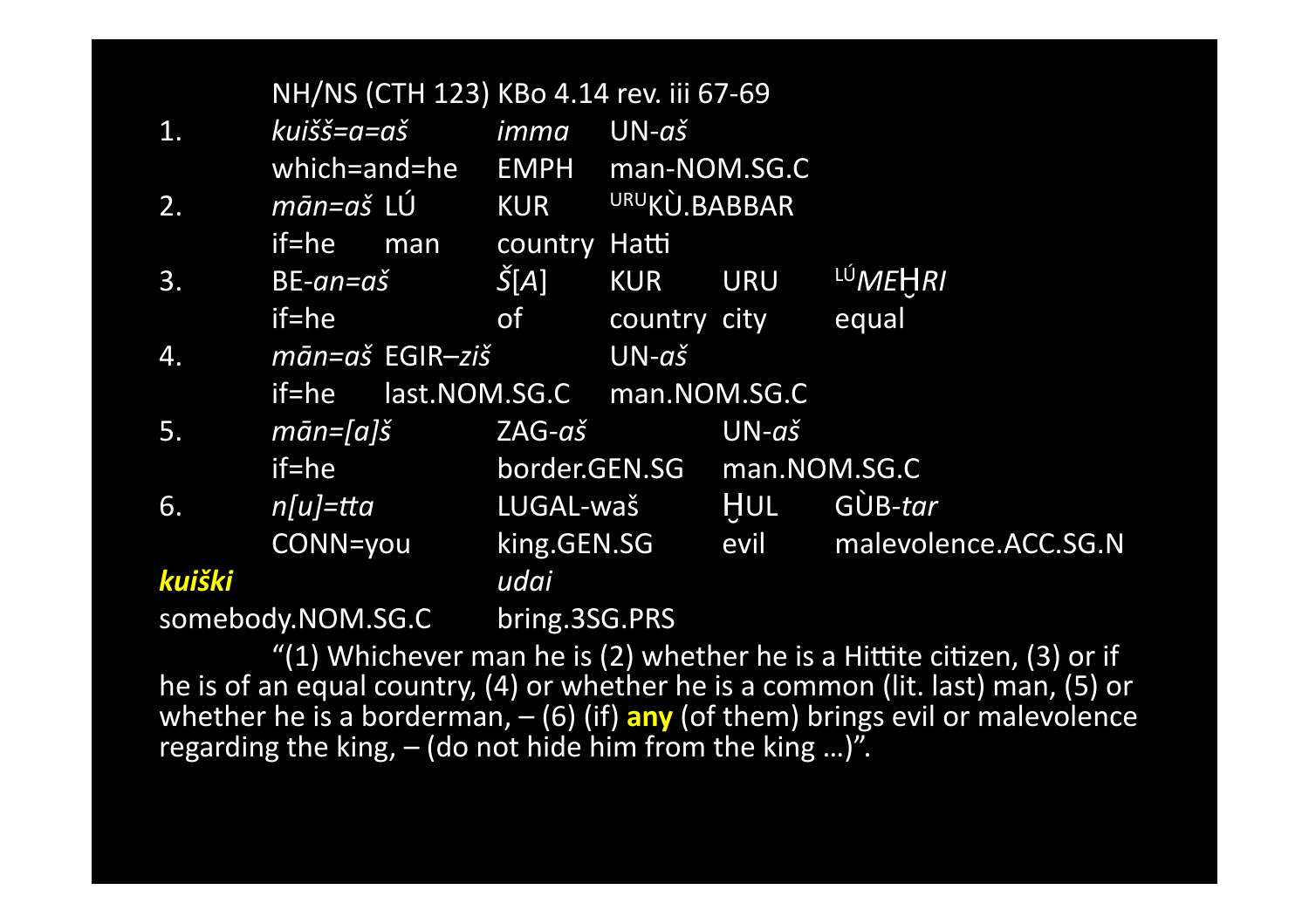NH/NS (CTH 123) KBo 4.14 rev. iii 67-69

| | | | | | |
|---|---|---|---|---|---|
| 1. | *kuišš=a=aš* | *imma* | UN-*aš* | | |
| | which=and=he | EMPH | man-NOM.SG.C | | |
| 2. | *mān=aš* LÚ | KUR | URUKÙ.BABBAR | | |
| | if=he man | country | Hatti | | |
| 3. | BE-*an=aš* | *Š[A]* | KUR | URU | LÚ*MEḪRI* |
| | if=he | of | country | city | equal |
| 4. | *mān=aš* EGIR–*ziš* | | UN-*aš* | | |
| | if=he last.NOM.SG.C | | man.NOM.SG.C | | |
| 5. | *mān=[a]š* | ZAG-*aš* | | UN-*aš* | |
| | if=he | border.GEN.SG | | man.NOM.SG.C | |
| 6. | *n[u]=tta* | LUGAL-waš | | ḪUL | GÙB-*tar* |
| | CONN=you | king.GEN.SG | | evil | malevolence.ACC.SG.N |

***kuiški*** *udai*

somebody.NOM.SG.C bring.3SG.PRS

"(1) Whichever man he is (2) whether he is a Hittite citizen, (3) or if he is of an equal country, (4) or whether he is a common (lit. last) man, (5) or whether he is a borderman, – (6) (if) **any** (of them) brings evil or malevolence regarding the king, – (do not hide him from the king …)".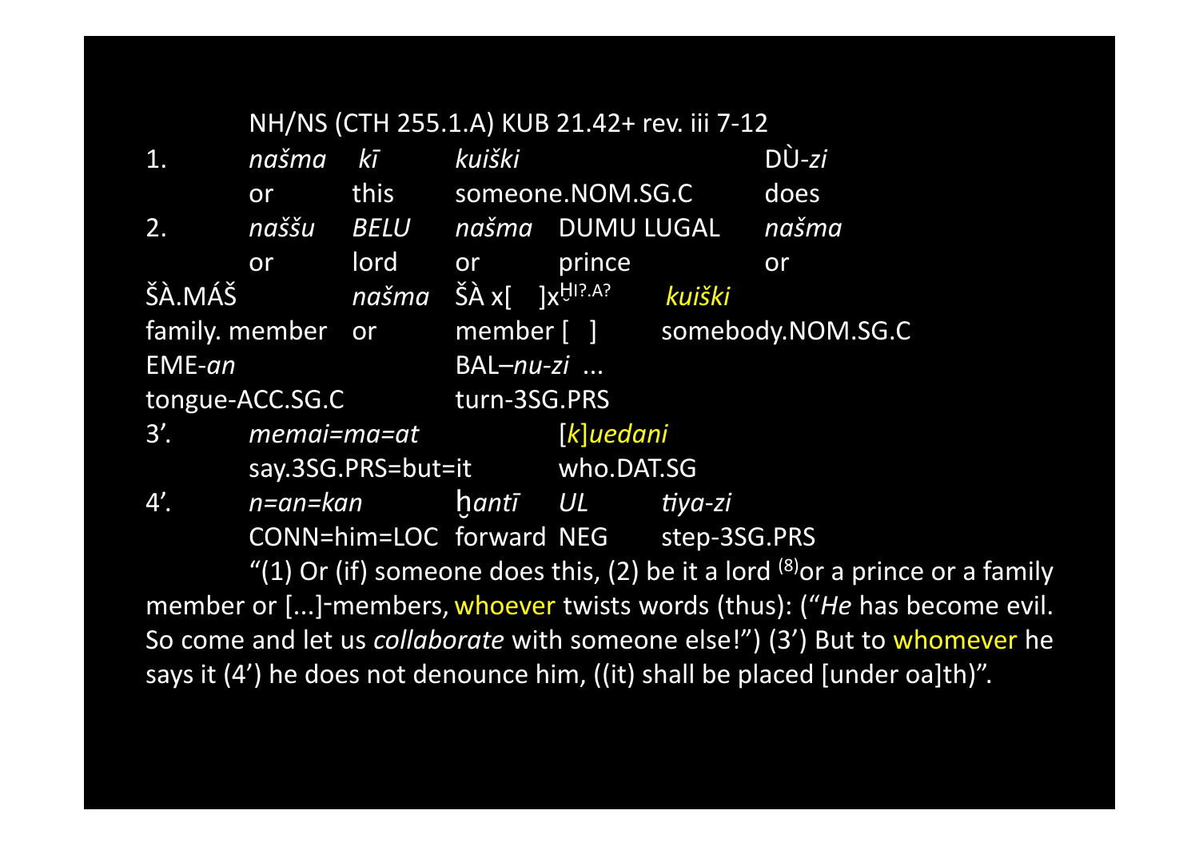NH/NS (CTH 255.1.A) KUB 21.42+ rev. iii 7-12

| | | | | | |
|---|---|---|---|---|---|
| 1. | *našma* | *kī* | *kuiški* | | DÙ-*zi* |
| | or | this | someone.NOM.SG.C | | does |
| 2. | *naššu* | *BELU* | *našma* | DUMU LUGAL | *našma* |
| | or | lord | or | prince | or |
| ŠÀ.MÁŠ | | *našma* | ŠÀ x[ ]x$^{\text{HI?.A?}}$ | *kuiški* | |
| family. member | | or | member [ ] | somebody.NOM.SG.C | |
| EME-*an* | | | BAL–*nu-zi* ... | | |
| tongue-ACC.SG.C | | | turn-3SG.PRS | | |
| 3’. | *memai=ma=at* | | | [*k*]*uedani* | |
| | say.3SG.PRS=but=it | | | who.DAT.SG | |
| 4’. | *n=an=kan* | | *ḫantī* | *UL* | *tiya-zi* |
| | CONN=him=LOC | | forward | NEG | step-3SG.PRS |

“(1) Or (if) someone does this, (2) be it a lord [8]or a prince or a family member or [...]-members, whoever twists words (thus): (“*He* has become evil. So come and let us *collaborate* with someone else!”) (3’) But to whomever he says it (4’) he does not denounce him, ((it) shall be placed [under oa]th)”.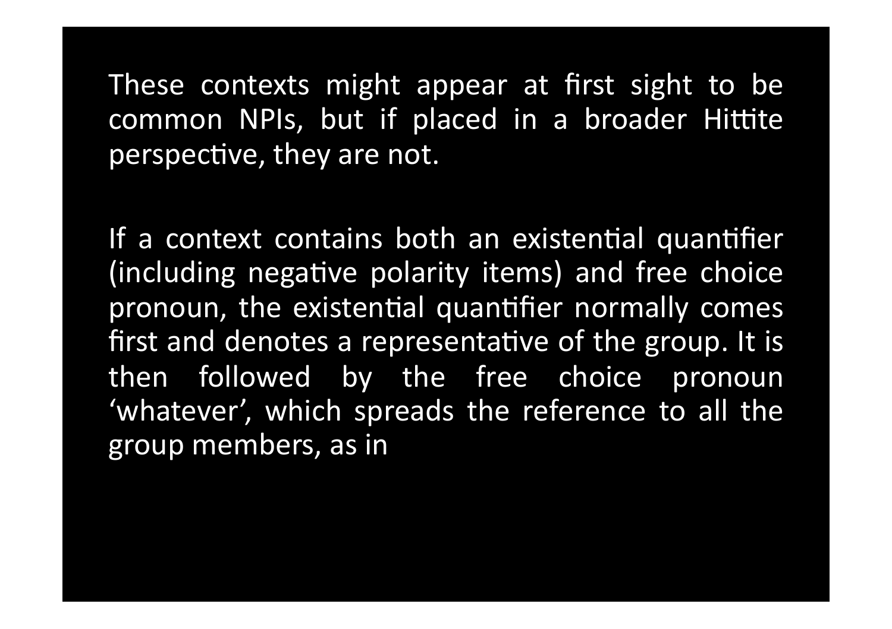These contexts might appear at first sight to be common NPIs, but if placed in a broader Hittite perspective, they are not.

If a context contains both an existential quantifier (including negative polarity items) and free choice pronoun, the existential quantifier normally comes first and denotes a representative of the group. It is then followed by the free choice pronoun 'whatever', which spreads the reference to all the group members, as in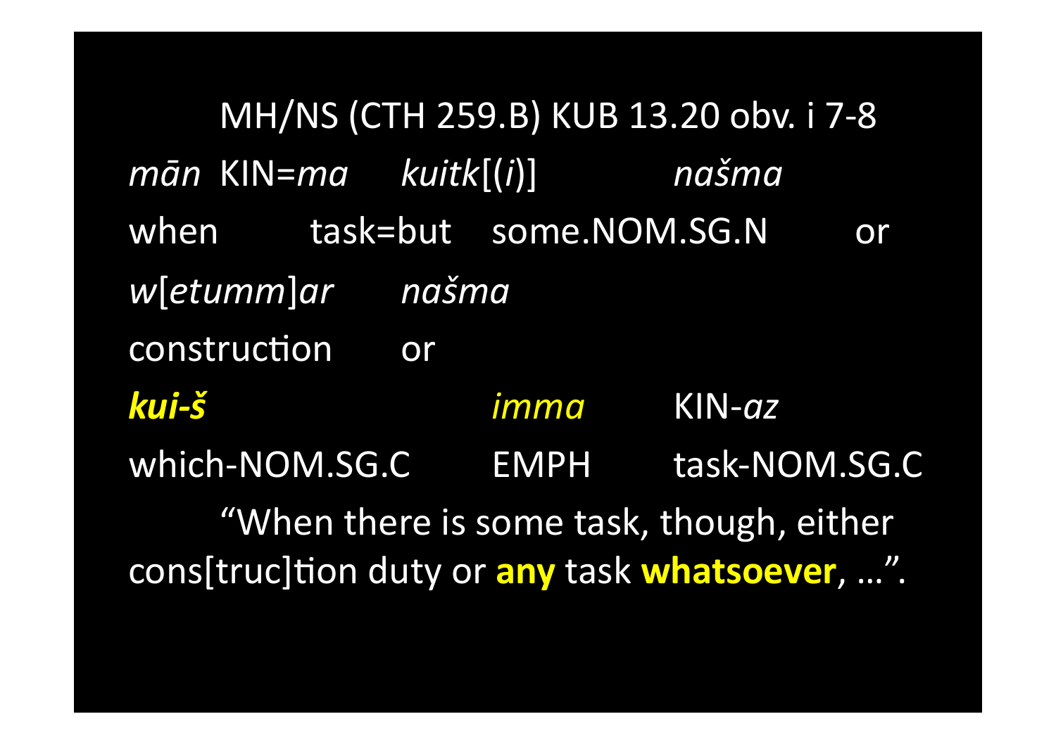MH/NS (CTH 259.B) KUB 13.20 obv. i 7-8

*mān* KIN=*ma* *kuitk*[(*i*)] *našma*
when task=but some.NOM.SG.N or

*w*[*etumm*]*ar* *našma*
construction or

***kui-š*** *imma* KIN-*az*
which-NOM.SG.C EMPH task-NOM.SG.C

"When there is some task, though, either cons[truc]tion duty or **any** task **whatsoever**, …".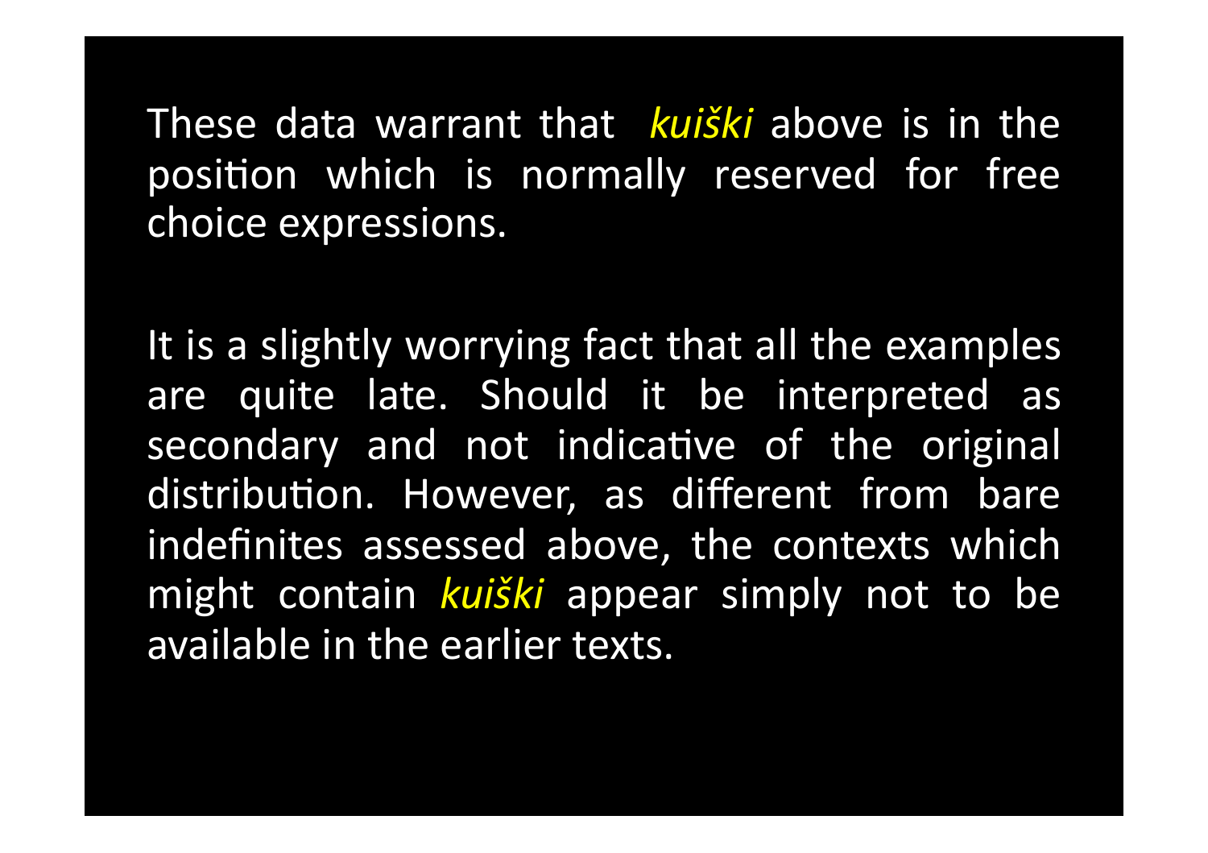These data warrant that *kuiški* above is in the position which is normally reserved for free choice expressions.

It is a slightly worrying fact that all the examples are quite late. Should it be interpreted as secondary and not indicative of the original distribution. However, as different from bare indefinites assessed above, the contexts which might contain *kuiški* appear simply not to be available in the earlier texts.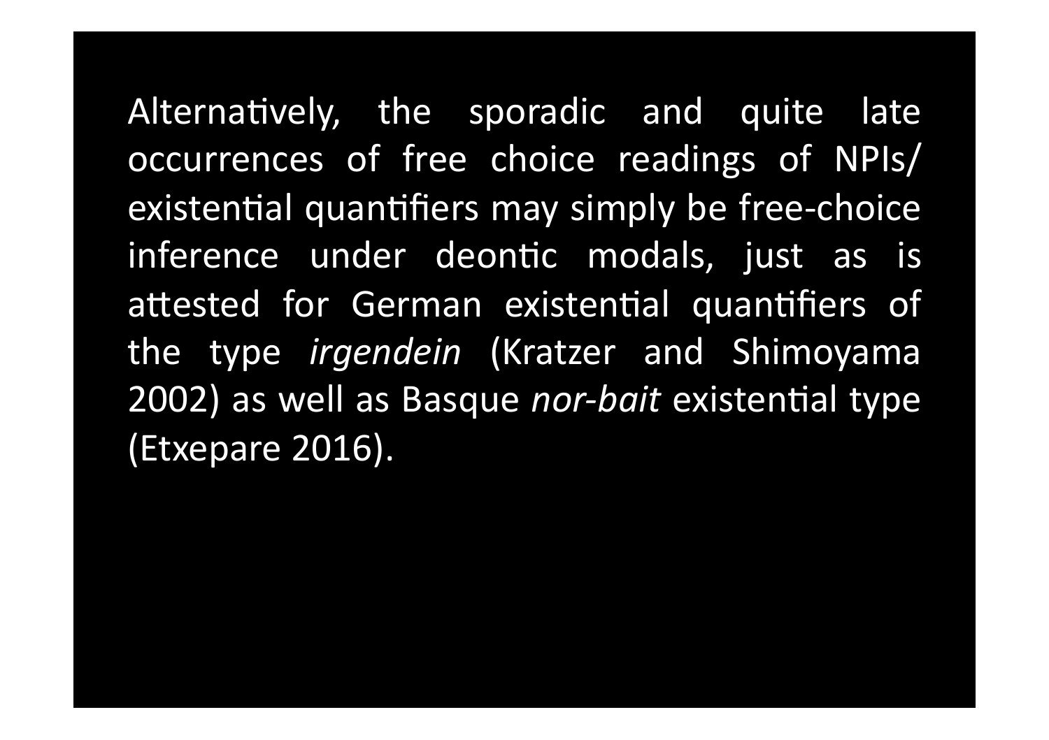Alternatively, the sporadic and quite late occurrences of free choice readings of NPIs/ existential quantifiers may simply be free-choice inference under deontic modals, just as is attested for German existential quantifiers of the type *irgendein* (Kratzer and Shimoyama 2002) as well as Basque *nor-bait* existential type (Etxepare 2016).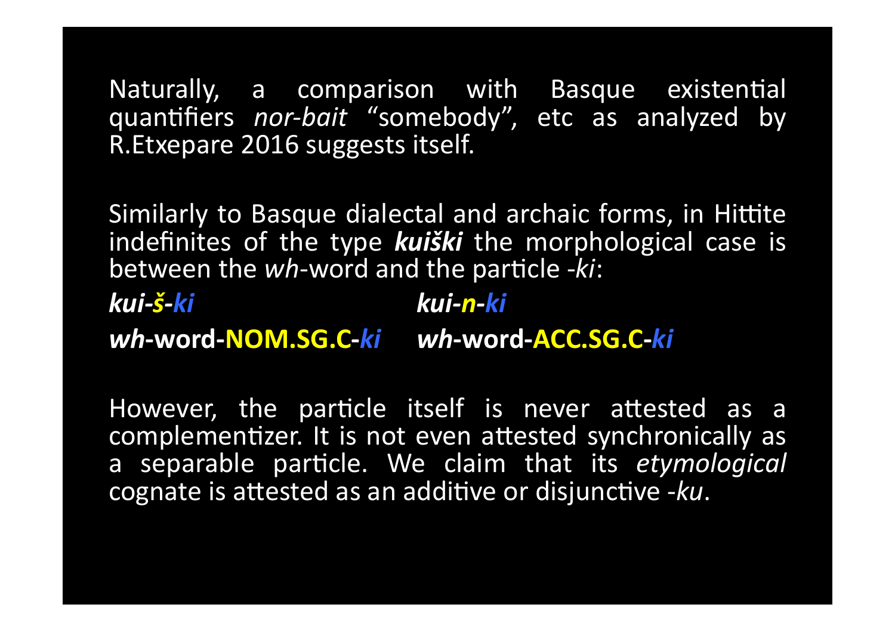Naturally, a comparison with Basque existential quantifiers *nor-bait* "somebody", etc as analyzed by R.Etxepare 2016 suggests itself.

Similarly to Basque dialectal and archaic forms, in Hittite indefinites of the type ***kuiški*** the morphological case is between the *wh*-word and the particle -*ki*:

| ***kui-š-ki*** | ***kui-n-ki*** |
| --- | --- |
| ***wh*-word-NOM.SG.C-*ki*** | ***wh*-word-ACC.SG.C-*ki*** |

However, the particle itself is never attested as a complementizer. It is not even attested synchronically as a separable particle. We claim that its *etymological* cognate is attested as an additive or disjunctive -*ku*.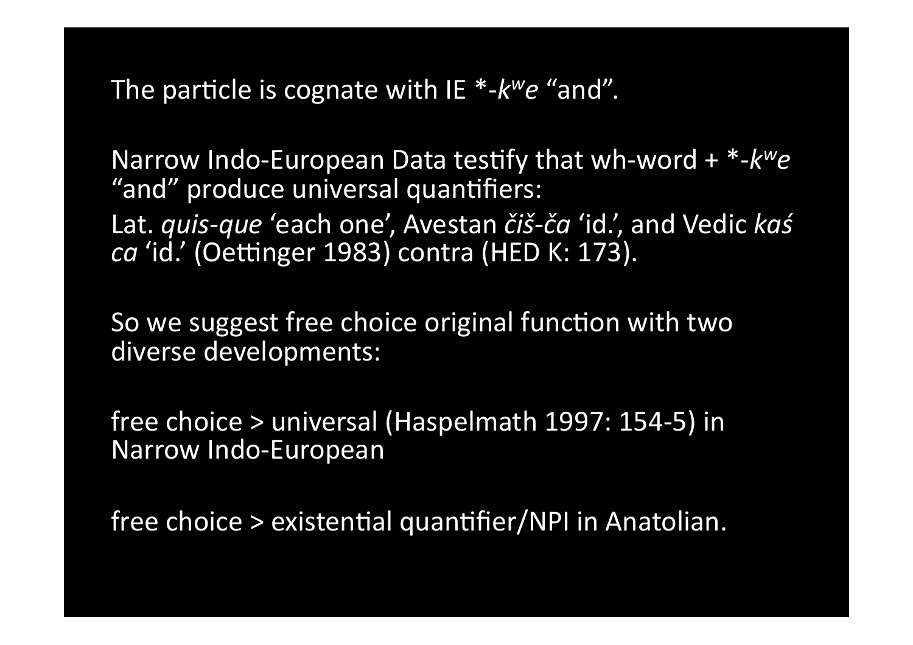The particle is cognate with IE *-*k*$^{w}$*e* "and".

Narrow Indo-European Data testify that wh-word + *-*k*$^{w}$*e* "and" produce universal quantifiers:

Lat. *quis-que* 'each one', Avestan *čiš-ča* 'id.', and Vedic *kaś ca* 'id.' (Oettinger 1983) contra (HED K: 173).

So we suggest free choice original function with two diverse developments:

free choice > universal (Haspelmath 1997: 154-5) in Narrow Indo-European

free choice > existential quantifier/NPI in Anatolian.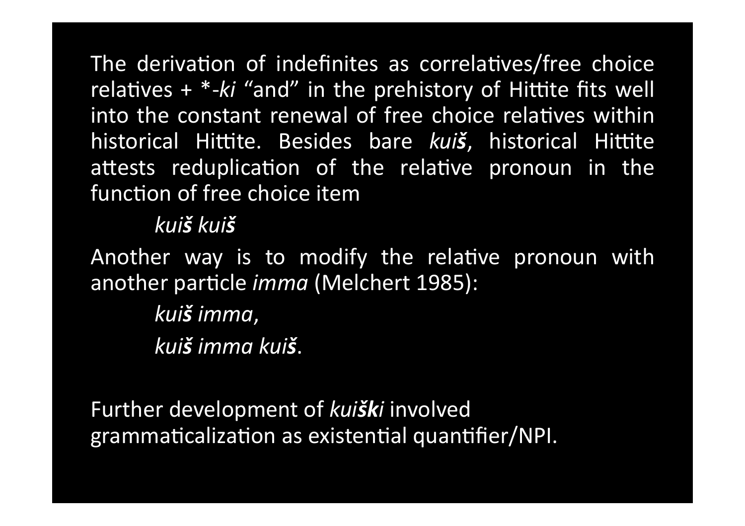The derivation of indefinites as correlatives/free choice relatives + *-*ki* "and" in the prehistory of Hittite fits well into the constant renewal of free choice relatives within historical Hittite. Besides bare ***kuiš***, historical Hittite attests reduplication of the relative pronoun in the function of free choice item

*kuiš kuiš*

Another way is to modify the relative pronoun with another particle *imma* (Melchert 1985):

*kuiš imma*,

*kuiš imma kuiš*.

Further development of *kuiški* involved grammaticalization as existential quantifier/NPI.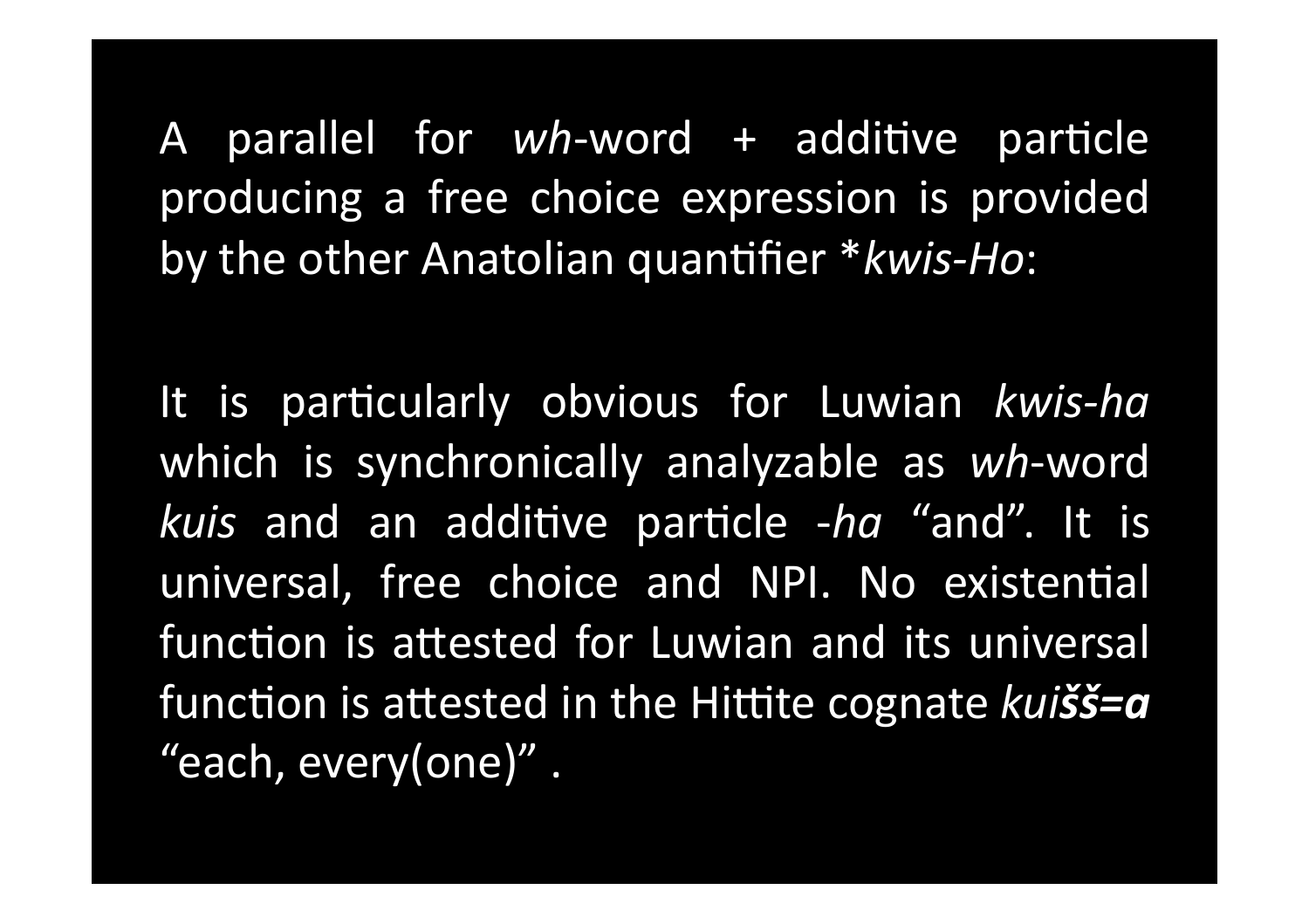A parallel for *wh*-word + additive particle producing a free choice expression is provided by the other Anatolian quantifier **kwis-Ho*:

It is particularly obvious for Luwian *kwis-ha* which is synchronically analyzable as *wh*-word *kuis* and an additive particle *-ha* "and". It is universal, free choice and NPI. No existential function is attested for Luwian and its universal function is attested in the Hittite cognate ***kuišš=a*** "each, every(one)" .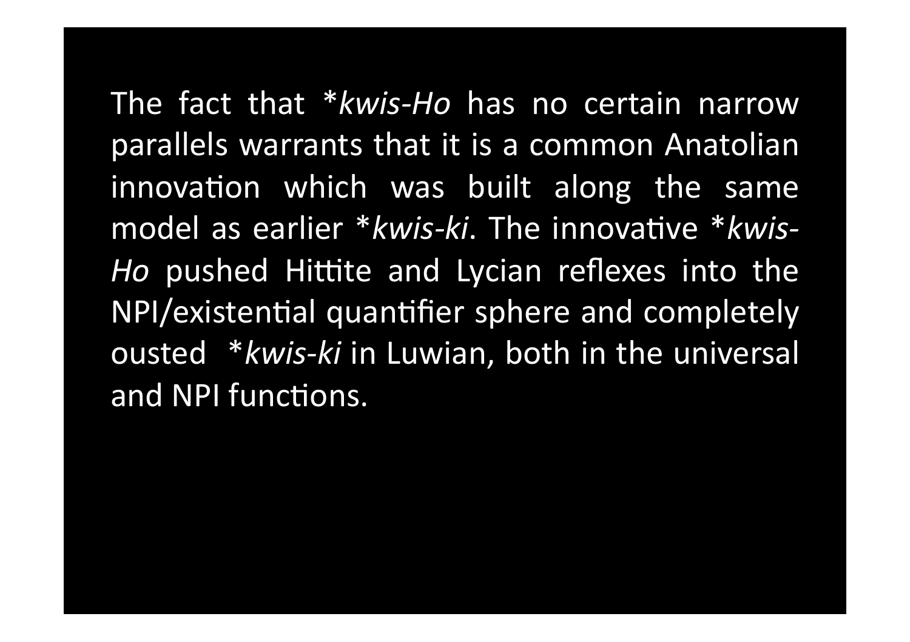The fact that *_kwis-Ho_ has no certain narrow parallels warrants that it is a common Anatolian innovation which was built along the same model as earlier *_kwis-ki_. The innovative *_kwis-Ho_ pushed Hittite and Lycian reflexes into the NPI/existential quantifier sphere and completely ousted *_kwis-ki_ in Luwian, both in the universal and NPI functions.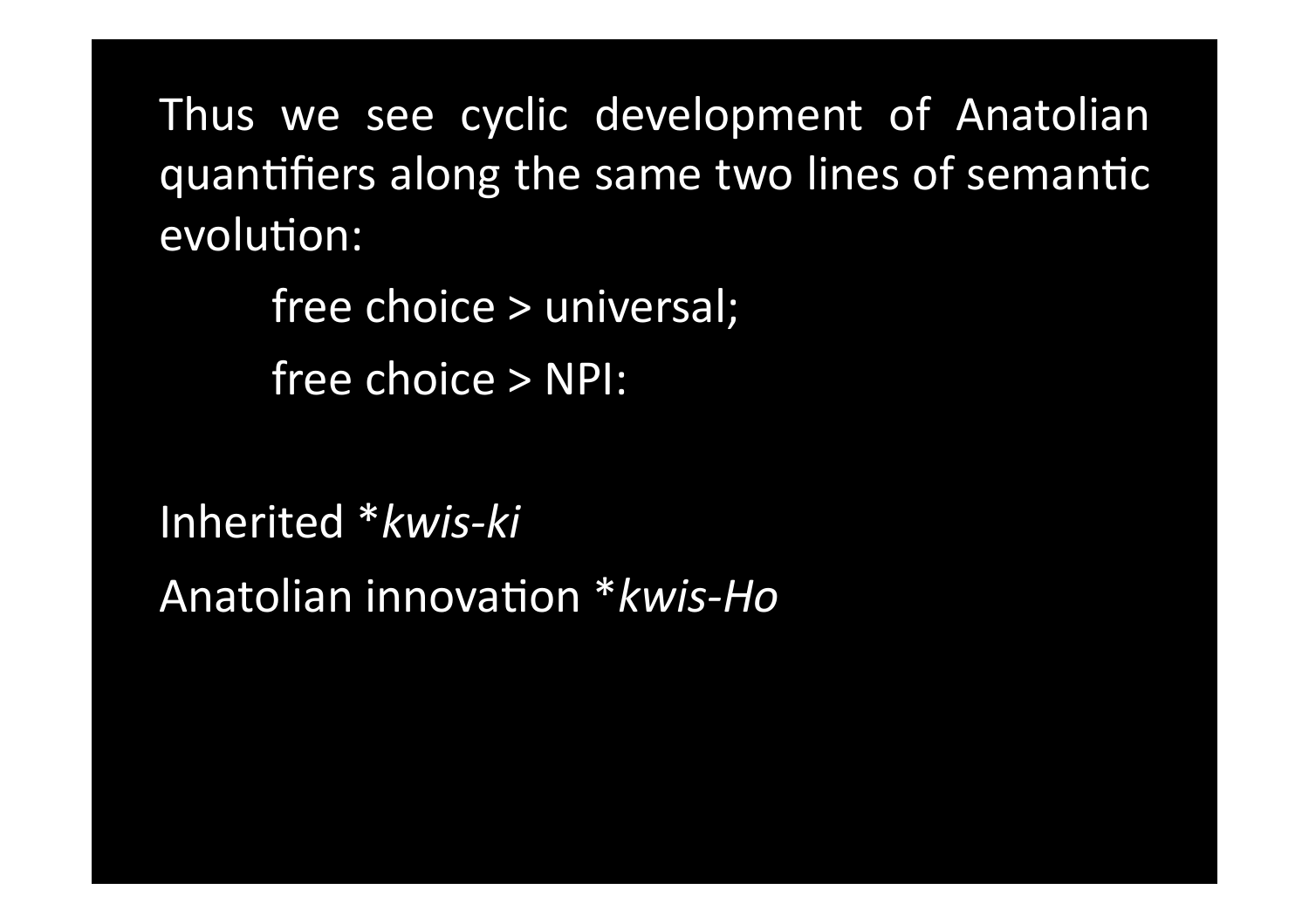Thus we see cyclic development of Anatolian quantifiers along the same two lines of semantic evolution:

free choice > universal;

free choice > NPI:

Inherited **kwis-ki*

Anatolian innovation **kwis-Ho*